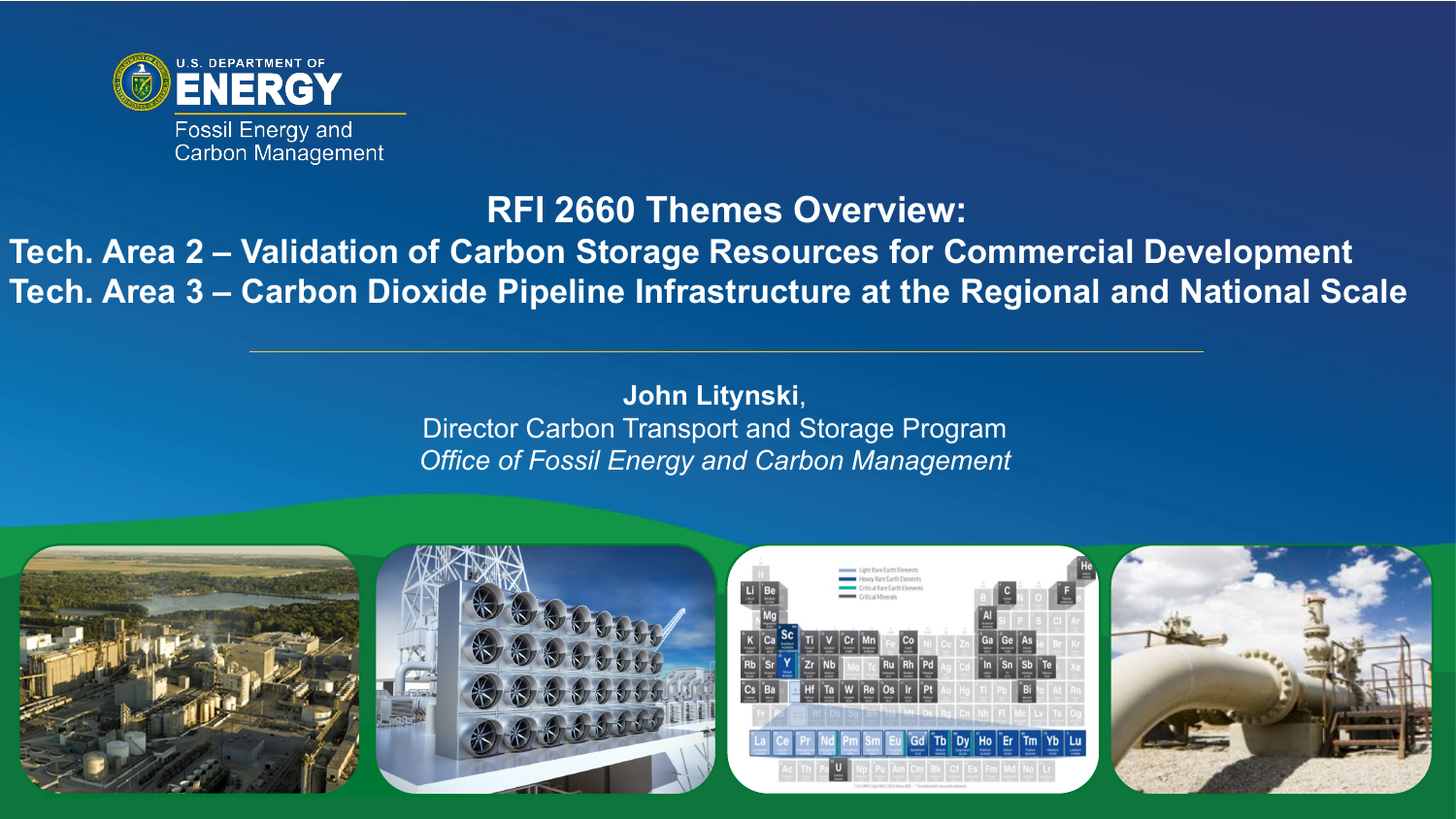U.S. DEPARTMENT OF **ENERGY**

Fossil Energy and Carbon Management

# RFI 2660 Themes Overview:

## Tech. Area 2 – Validation of Carbon Storage Resources for Commercial Development

## Tech. Area 3 – Carbon Dioxide Pipeline Infrastructure at the Regional and National Scale

**John Litynski**,

Director Carbon Transport and Storage Program

*Office of Fossil Energy and Carbon Management*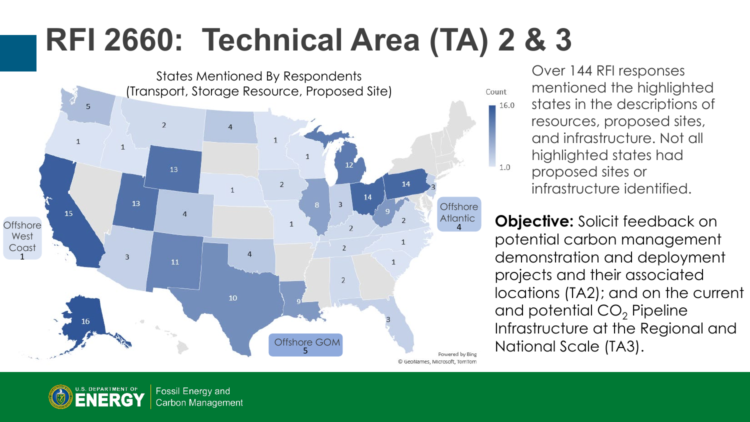# RFI 2660: Technical Area (TA) 2 & 3

States Mentioned By Respondents
(Transport, Storage Resource, Proposed Site)

Count
16.0
1.0

Offshore West Coast 1

Offshore Atlantic 4

Offshore GOM 5

Powered by Bing
© GeoNames, Microsoft, TomTom

Over 144 RFI responses mentioned the highlighted states in the descriptions of resources, proposed sites, and infrastructure. Not all highlighted states had proposed sites or infrastructure identified.

**Objective:** Solicit feedback on potential carbon management demonstration and deployment projects and their associated locations (TA2); and on the current and potential $CO_2$ Pipeline Infrastructure at the Regional and National Scale (TA3).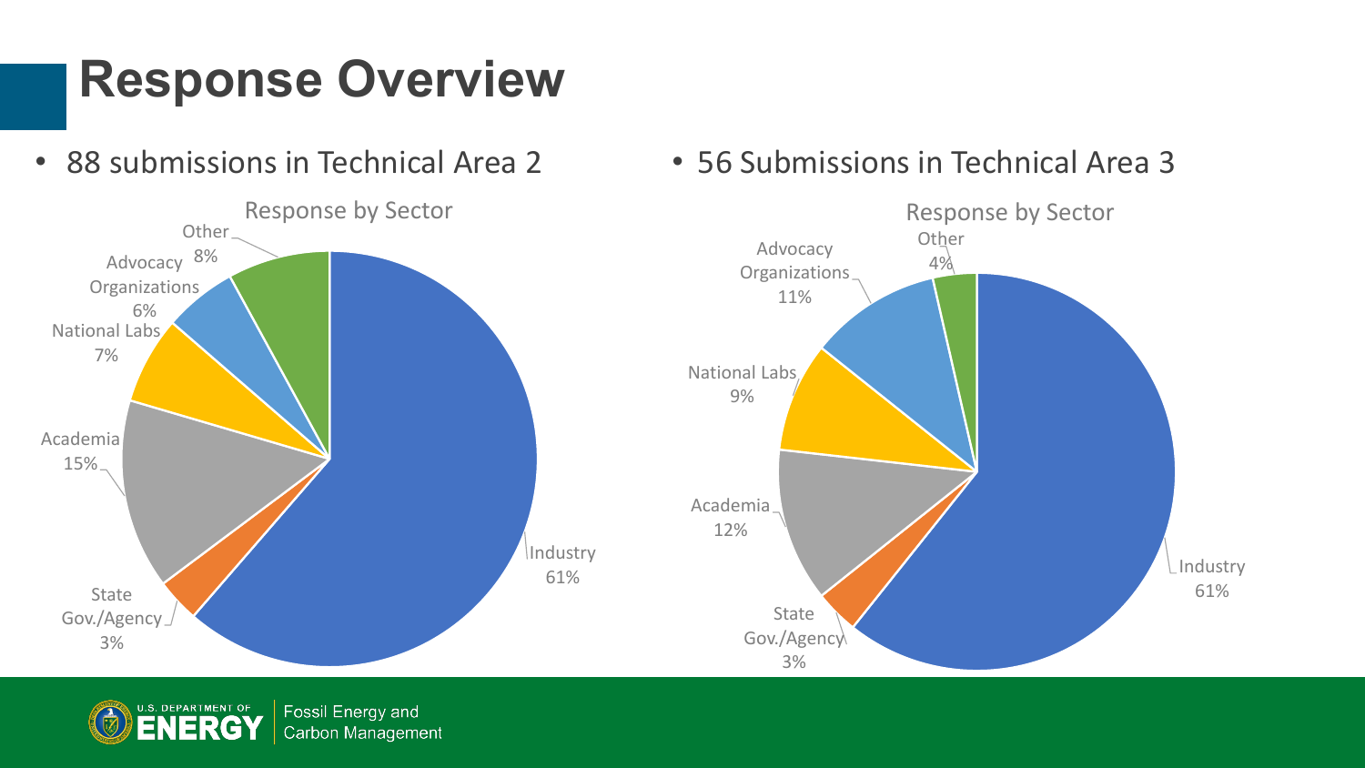# Response Overview

- 88 submissions in Technical Area 2

**Response by Sector**

| Sector | Share |
|---|---|
| Industry | 61% |
| Academia | 15% |
| Other | 8% |
| National Labs | 7% |
| Advocacy Organizations | 6% |
| State Gov./Agency | 3% |

- 56 Submissions in Technical Area 3

**Response by Sector**

| Sector | Share |
|---|---|
| Industry | 61% |
| Academia | 12% |
| Advocacy Organizations | 11% |
| National Labs | 9% |
| Other | 4% |
| State Gov./Agency | 3% |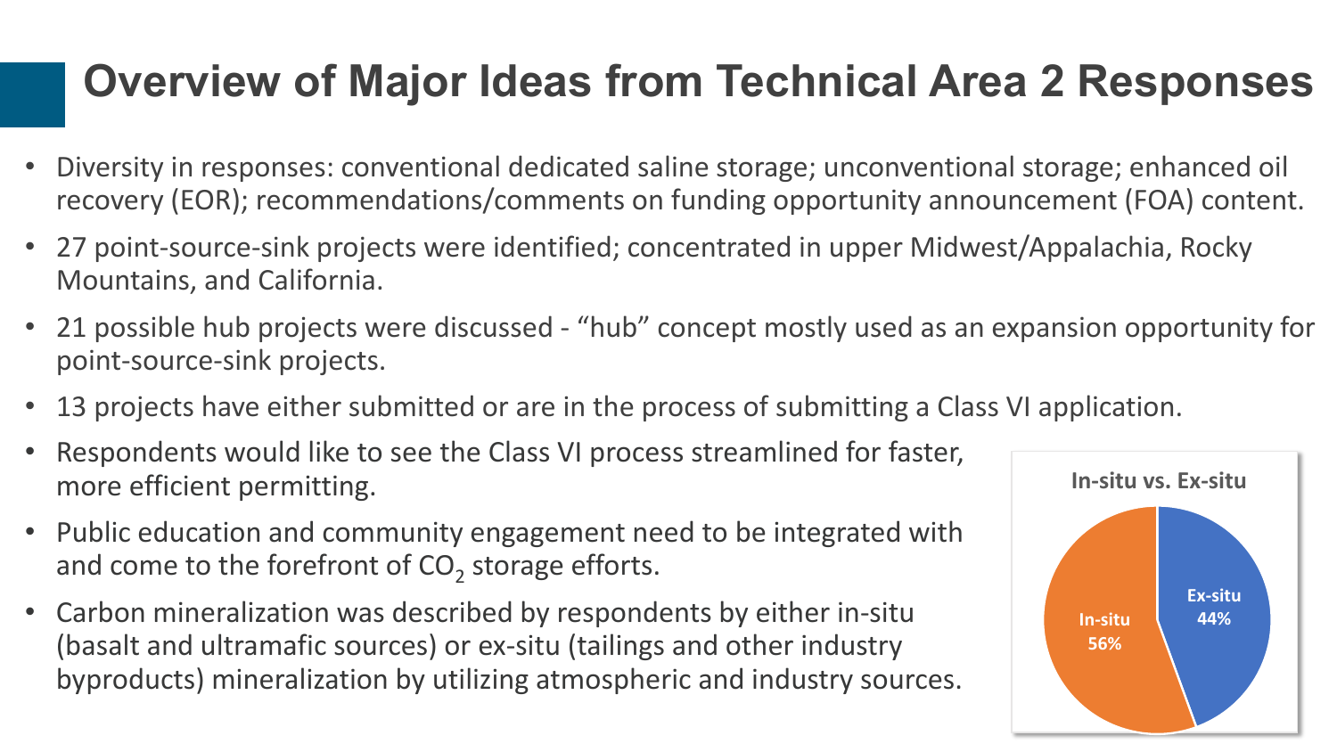# Overview of Major Ideas from Technical Area 2 Responses

- Diversity in responses: conventional dedicated saline storage; unconventional storage; enhanced oil recovery (EOR); recommendations/comments on funding opportunity announcement (FOA) content.
- 27 point-source-sink projects were identified; concentrated in upper Midwest/Appalachia, Rocky Mountains, and California.
- 21 possible hub projects were discussed - “hub” concept mostly used as an expansion opportunity for point-source-sink projects.
- 13 projects have either submitted or are in the process of submitting a Class VI application.
- Respondents would like to see the Class VI process streamlined for faster, more efficient permitting.
- Public education and community engagement need to be integrated with and come to the forefront of $CO_2$ storage efforts.
- Carbon mineralization was described by respondents by either in-situ (basalt and ultramafic sources) or ex-situ (tailings and other industry byproducts) mineralization by utilizing atmospheric and industry sources.

**In-situ vs. Ex-situ**

| Category | Share |
| --- | --- |
| In-situ | 56% |
| Ex-situ | 44% |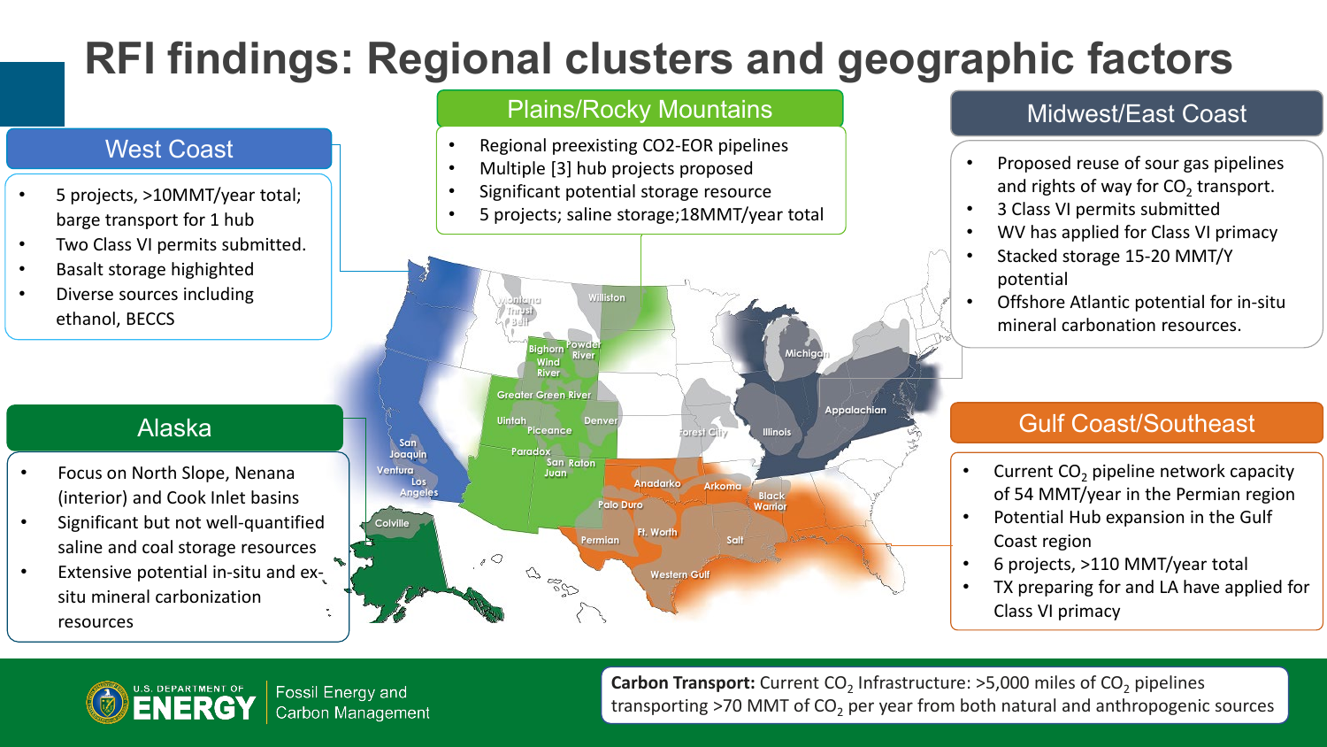# RFI findings: Regional clusters and geographic factors

## West Coast

- 5 projects, >10MMT/year total; barge transport for 1 hub
- Two Class VI permits submitted.
- Basalt storage highighted
- Diverse sources including ethanol, BECCS

## Plains/Rocky Mountains

- Regional preexisting CO2-EOR pipelines
- Multiple [3] hub projects proposed
- Significant potential storage resource
- 5 projects; saline storage;18MMT/year total

## Midwest/East Coast

- Proposed reuse of sour gas pipelines and rights of way for $CO_2$ transport.
- 3 Class VI permits submitted
- WV has applied for Class VI primacy
- Stacked storage 15-20 MMT/Y potential
- Offshore Atlantic potential for in-situ mineral carbonation resources.

## Alaska

- Focus on North Slope, Nenana (interior) and Cook Inlet basins
- Significant but not well-quantified saline and coal storage resources
- Extensive potential in-situ and ex-situ mineral carbonization resources

## Gulf Coast/Southeast

- Current $CO_2$ pipeline network capacity of 54 MMT/year in the Permian region
- Potential Hub expansion in the Gulf Coast region
- 6 projects, >110 MMT/year total
- TX preparing for and LA have applied for Class VI primacy

Montana Thrust Belt, Williston, Bighorn, Powder River, Wind River, Greater Green River, Uintah, Piceance, Denver, Paradox, San Juan, Raton, San Joaquin, Ventura, Los Angeles, Colville, Michigan, Appalachian, Illinois, Forest City, Anadarko, Arkoma, Black Warrior, Palo Duro, Ft. Worth, Permian, Salt, Western Gulf

**Carbon Transport:** Current $CO_2$ Infrastructure: >5,000 miles of $CO_2$ pipelines transporting >70 MMT of $CO_2$ per year from both natural and anthropogenic sources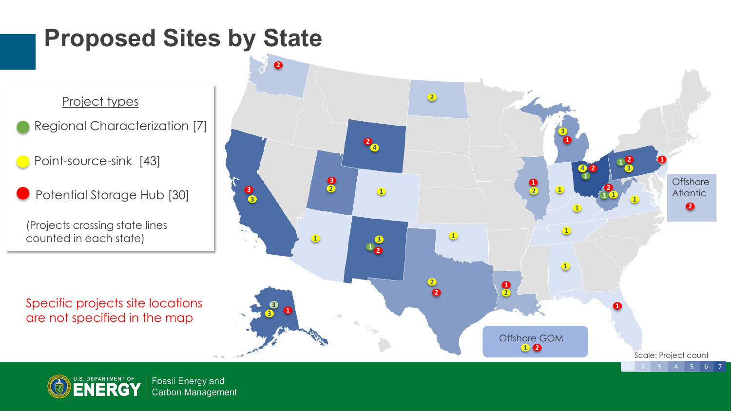# Proposed Sites by State

**Project types**

- Regional Characterization [7]
- Point-source-sink [43]
- Potential Storage Hub [30]

(Projects crossing state lines counted in each state)

Specific projects site locations are not specified in the map

Offshore Atlantic

Offshore GOM

Scale: Project count

1 2 3 4 5 6 7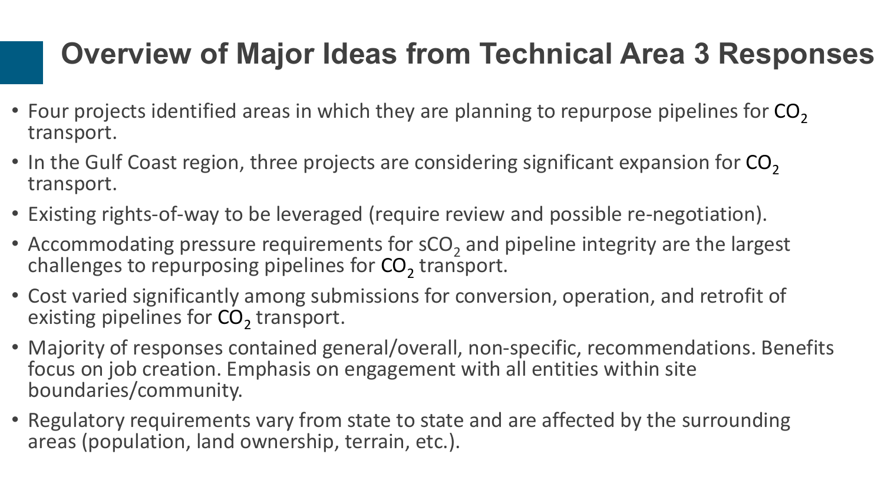# Overview of Major Ideas from Technical Area 3 Responses

- Four projects identified areas in which they are planning to repurpose pipelines for $CO_2$ transport.
- In the Gulf Coast region, three projects are considering significant expansion for $CO_2$ transport.
- Existing rights-of-way to be leveraged (require review and possible re-negotiation).
- Accommodating pressure requirements for $sCO_2$ and pipeline integrity are the largest challenges to repurposing pipelines for $CO_2$ transport.
- Cost varied significantly among submissions for conversion, operation, and retrofit of existing pipelines for $CO_2$ transport.
- Majority of responses contained general/overall, non-specific, recommendations. Benefits focus on job creation. Emphasis on engagement with all entities within site boundaries/community.
- Regulatory requirements vary from state to state and are affected by the surrounding areas (population, land ownership, terrain, etc.).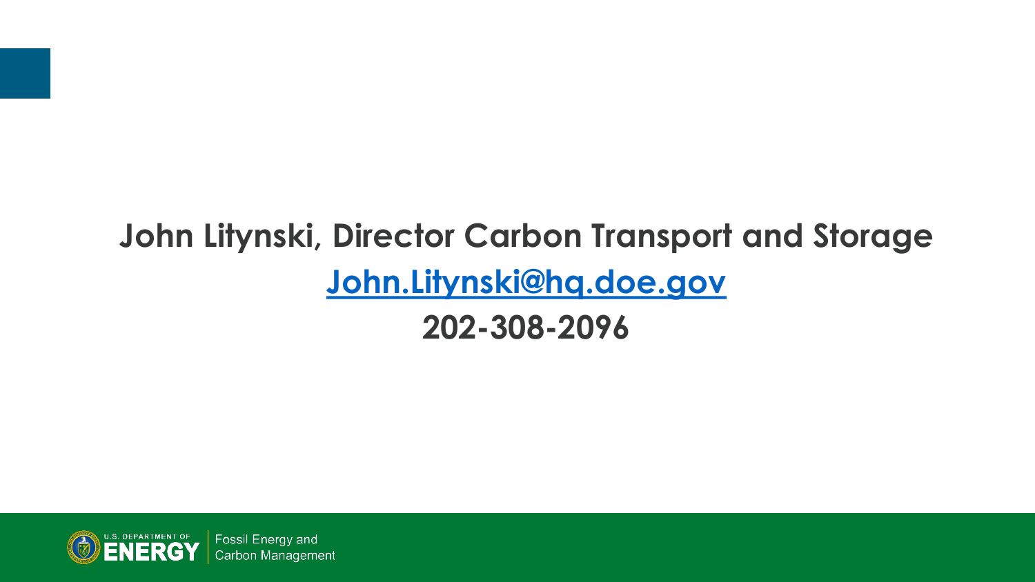**John Litynski, Director Carbon Transport and Storage**

**John.Litynski@hq.doe.gov**

**202-308-2096**

U.S. DEPARTMENT OF ENERGY | Fossil Energy and Carbon Management